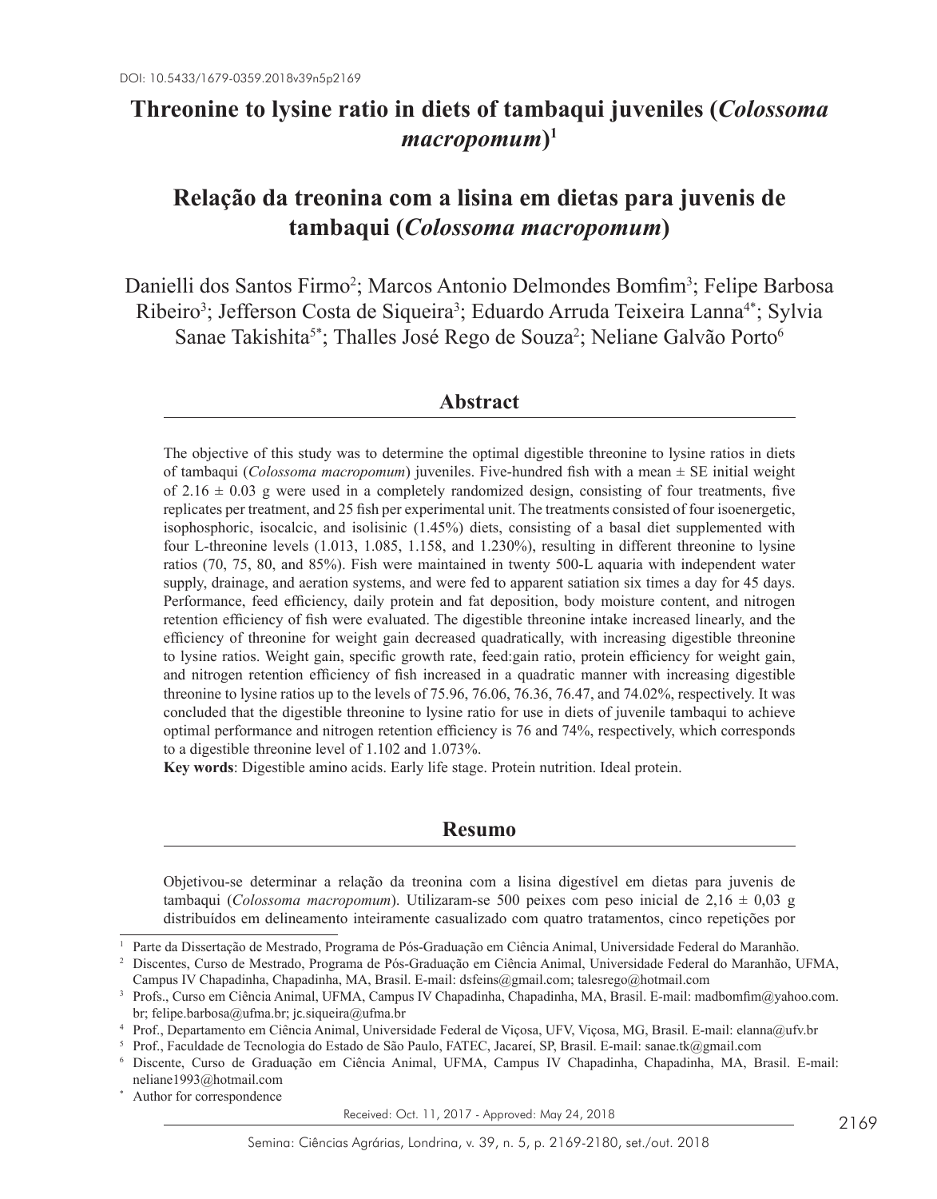DOI: 10.5433/1679-0359.2018v39n5p2169

# Threonine to lysine ratio in diets of tambaqui juveniles (*Colossoma macropomum*)[1]

# Relação da treonina com a lisina em dietas para juvenis de tambaqui (*Colossoma macropomum*)

Danielli dos Santos Firmo[2]; Marcos Antonio Delmondes Bomfim[3]; Felipe Barbosa Ribeiro[3]; Jefferson Costa de Siqueira[3]; Eduardo Arruda Teixeira Lanna[4*]; Sylvia Sanae Takishita[5*]; Thalles José Rego de Souza[2]; Neliane Galvão Porto[6]

## Abstract

The objective of this study was to determine the optimal digestible threonine to lysine ratios in diets of tambaqui (*Colossoma macropomum*) juveniles. Five-hundred fish with a mean ± SE initial weight of 2.16 ± 0.03 g were used in a completely randomized design, consisting of four treatments, five replicates per treatment, and 25 fish per experimental unit. The treatments consisted of four isoenergetic, isophosphoric, isocalcic, and isolisinic (1.45%) diets, consisting of a basal diet supplemented with four L-threonine levels (1.013, 1.085, 1.158, and 1.230%), resulting in different threonine to lysine ratios (70, 75, 80, and 85%). Fish were maintained in twenty 500-L aquaria with independent water supply, drainage, and aeration systems, and were fed to apparent satiation six times a day for 45 days. Performance, feed efficiency, daily protein and fat deposition, body moisture content, and nitrogen retention efficiency of fish were evaluated. The digestible threonine intake increased linearly, and the efficiency of threonine for weight gain decreased quadratically, with increasing digestible threonine to lysine ratios. Weight gain, specific growth rate, feed:gain ratio, protein efficiency for weight gain, and nitrogen retention efficiency of fish increased in a quadratic manner with increasing digestible threonine to lysine ratios up to the levels of 75.96, 76.06, 76.36, 76.47, and 74.02%, respectively. It was concluded that the digestible threonine to lysine ratio for use in diets of juvenile tambaqui to achieve optimal performance and nitrogen retention efficiency is 76 and 74%, respectively, which corresponds to a digestible threonine level of 1.102 and 1.073%.

**Key words**: Digestible amino acids. Early life stage. Protein nutrition. Ideal protein.

## Resumo

Objetivou-se determinar a relação da treonina com a lisina digestível em dietas para juvenis de tambaqui (*Colossoma macropomum*). Utilizaram-se 500 peixes com peso inicial de 2,16 ± 0,03 g distribuídos em delineamento inteiramente casualizado com quatro tratamentos, cinco repetições por

---

[1] Parte da Dissertação de Mestrado, Programa de Pós-Graduação em Ciência Animal, Universidade Federal do Maranhão.

[2] Discentes, Curso de Mestrado, Programa de Pós-Graduação em Ciência Animal, Universidade Federal do Maranhão, UFMA, Campus IV Chapadinha, Chapadinha, MA, Brasil. E-mail: dsfeins@gmail.com; talesrego@hotmail.com

[3] Profs., Curso em Ciência Animal, UFMA, Campus IV Chapadinha, Chapadinha, MA, Brasil. E-mail: madbomfim@yahoo.com.br; felipe.barbosa@ufma.br; jc.siqueira@ufma.br

[4] Prof., Departamento em Ciência Animal, Universidade Federal de Viçosa, UFV, Viçosa, MG, Brasil. E-mail: elanna@ufv.br

[5] Prof., Faculdade de Tecnologia do Estado de São Paulo, FATEC, Jacareí, SP, Brasil. E-mail: sanae.tk@gmail.com

[6] Discente, Curso de Graduação em Ciência Animal, UFMA, Campus IV Chapadinha, Chapadinha, MA, Brasil. E-mail: neliane1993@hotmail.com

[*] Author for correspondence

Received: Oct. 11, 2017 - Approved: May 24, 2018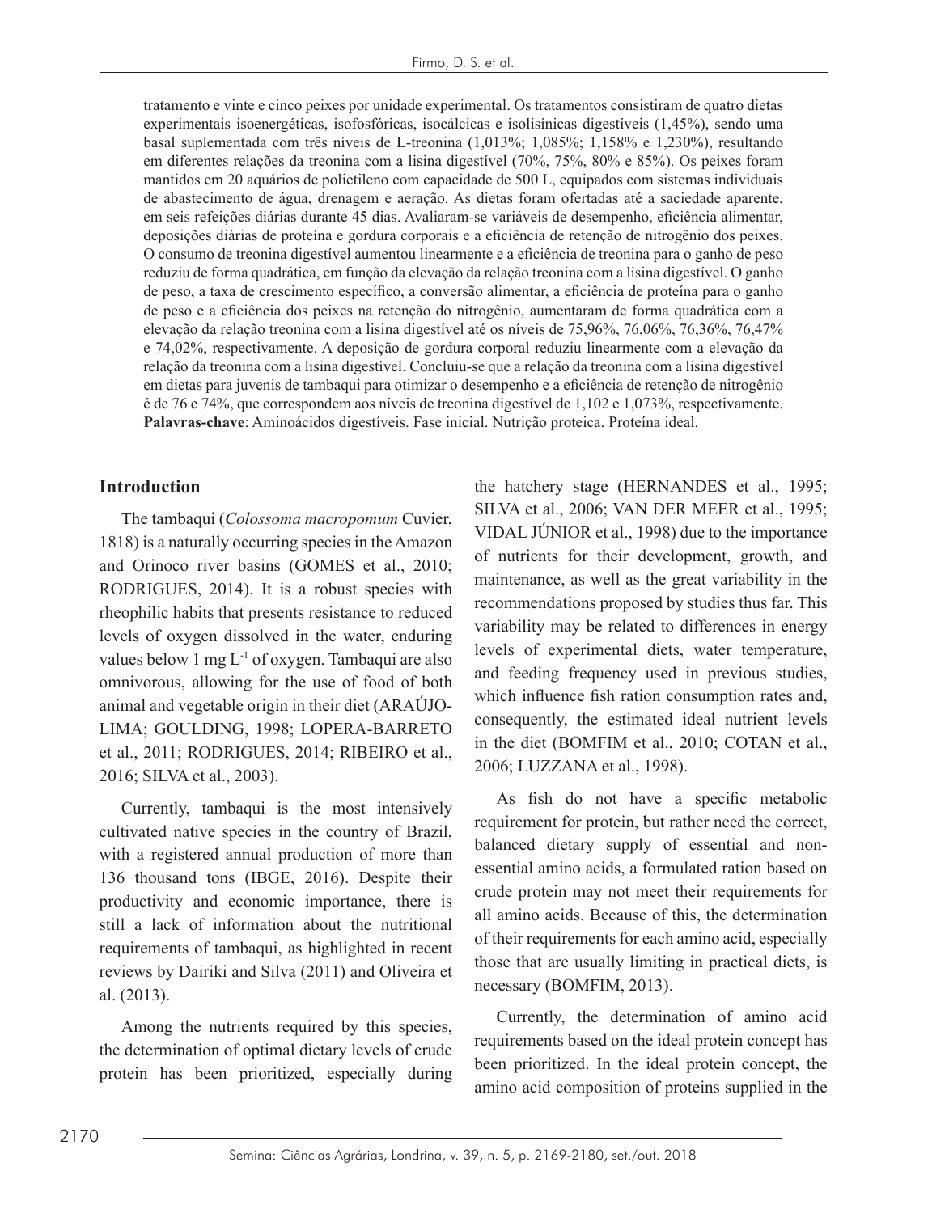tratamento e vinte e cinco peixes por unidade experimental. Os tratamentos consistiram de quatro dietas experimentais isoenergéticas, isofosfóricas, isocálcicas e isolisínicas digestíveis (1,45%), sendo uma basal suplementada com três níveis de L-treonina (1,013%; 1,085%; 1,158% e 1,230%), resultando em diferentes relações da treonina com a lisina digestível (70%, 75%, 80% e 85%). Os peixes foram mantidos em 20 aquários de polietileno com capacidade de 500 L, equipados com sistemas individuais de abastecimento de água, drenagem e aeração. As dietas foram ofertadas até a saciedade aparente, em seis refeições diárias durante 45 dias. Avaliaram-se variáveis de desempenho, eficiência alimentar, deposições diárias de proteína e gordura corporais e a eficiência de retenção de nitrogênio dos peixes. O consumo de treonina digestível aumentou linearmente e a eficiência de treonina para o ganho de peso reduziu de forma quadrática, em função da elevação da relação treonina com a lisina digestível. O ganho de peso, a taxa de crescimento específico, a conversão alimentar, a eficiência de proteína para o ganho de peso e a eficiência dos peixes na retenção do nitrogênio, aumentaram de forma quadrática com a elevação da relação treonina com a lisina digestível até os níveis de 75,96%, 76,06%, 76,36%, 76,47% e 74,02%, respectivamente. A deposição de gordura corporal reduziu linearmente com a elevação da relação da treonina com a lisina digestível. Concluiu-se que a relação da treonina com a lisina digestível em dietas para juvenis de tambaqui para otimizar o desempenho e a eficiência de retenção de nitrogênio é de 76 e 74%, que correspondem aos níveis de treonina digestível de 1,102 e 1,073%, respectivamente.

**Palavras-chave**: Aminoácidos digestíveis. Fase inicial. Nutrição proteica. Proteína ideal.

## Introduction

The tambaqui (*Colossoma macropomum* Cuvier, 1818) is a naturally occurring species in the Amazon and Orinoco river basins (GOMES et al., 2010; RODRIGUES, 2014). It is a robust species with rheophilic habits that presents resistance to reduced levels of oxygen dissolved in the water, enduring values below 1 mg $L^{-1}$ of oxygen. Tambaqui are also omnivorous, allowing for the use of food of both animal and vegetable origin in their diet (ARAÚJO-LIMA; GOULDING, 1998; LOPERA-BARRETO et al., 2011; RODRIGUES, 2014; RIBEIRO et al., 2016; SILVA et al., 2003).

Currently, tambaqui is the most intensively cultivated native species in the country of Brazil, with a registered annual production of more than 136 thousand tons (IBGE, 2016). Despite their productivity and economic importance, there is still a lack of information about the nutritional requirements of tambaqui, as highlighted in recent reviews by Dairiki and Silva (2011) and Oliveira et al. (2013).

Among the nutrients required by this species, the determination of optimal dietary levels of crude protein has been prioritized, especially during the hatchery stage (HERNANDES et al., 1995; SILVA et al., 2006; VAN DER MEER et al., 1995; VIDAL JÚNIOR et al., 1998) due to the importance of nutrients for their development, growth, and maintenance, as well as the great variability in the recommendations proposed by studies thus far. This variability may be related to differences in energy levels of experimental diets, water temperature, and feeding frequency used in previous studies, which influence fish ration consumption rates and, consequently, the estimated ideal nutrient levels in the diet (BOMFIM et al., 2010; COTAN et al., 2006; LUZZANA et al., 1998).

As fish do not have a specific metabolic requirement for protein, but rather need the correct, balanced dietary supply of essential and non-essential amino acids, a formulated ration based on crude protein may not meet their requirements for all amino acids. Because of this, the determination of their requirements for each amino acid, especially those that are usually limiting in practical diets, is necessary (BOMFIM, 2013).

Currently, the determination of amino acid requirements based on the ideal protein concept has been prioritized. In the ideal protein concept, the amino acid composition of proteins supplied in the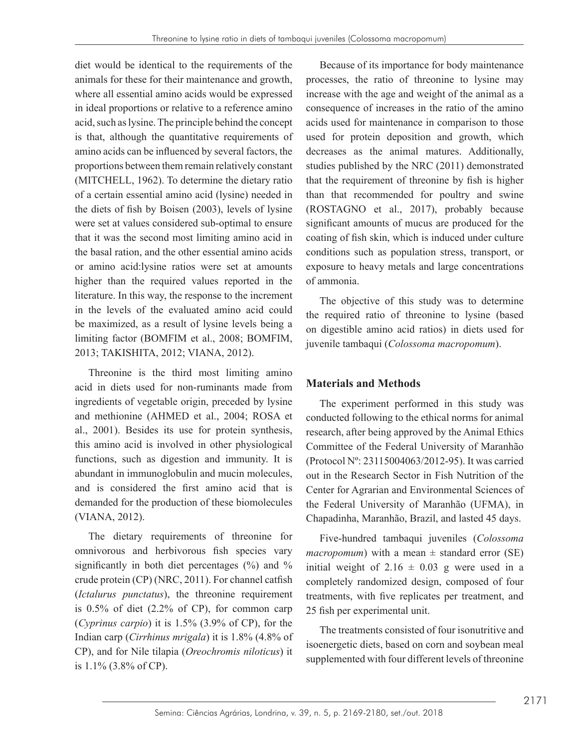diet would be identical to the requirements of the animals for these for their maintenance and growth, where all essential amino acids would be expressed in ideal proportions or relative to a reference amino acid, such as lysine. The principle behind the concept is that, although the quantitative requirements of amino acids can be influenced by several factors, the proportions between them remain relatively constant (MITCHELL, 1962). To determine the dietary ratio of a certain essential amino acid (lysine) needed in the diets of fish by Boisen (2003), levels of lysine were set at values considered sub-optimal to ensure that it was the second most limiting amino acid in the basal ration, and the other essential amino acids or amino acid:lysine ratios were set at amounts higher than the required values reported in the literature. In this way, the response to the increment in the levels of the evaluated amino acid could be maximized, as a result of lysine levels being a limiting factor (BOMFIM et al., 2008; BOMFIM, 2013; TAKISHITA, 2012; VIANA, 2012).

Threonine is the third most limiting amino acid in diets used for non-ruminants made from ingredients of vegetable origin, preceded by lysine and methionine (AHMED et al., 2004; ROSA et al., 2001). Besides its use for protein synthesis, this amino acid is involved in other physiological functions, such as digestion and immunity. It is abundant in immunoglobulin and mucin molecules, and is considered the first amino acid that is demanded for the production of these biomolecules (VIANA, 2012).

The dietary requirements of threonine for omnivorous and herbivorous fish species vary significantly in both diet percentages (%) and % crude protein (CP) (NRC, 2011). For channel catfish (*Ictalurus punctatus*), the threonine requirement is 0.5% of diet (2.2% of CP), for common carp (*Cyprinus carpio*) it is 1.5% (3.9% of CP), for the Indian carp (*Cirrhinus mrigala*) it is 1.8% (4.8% of CP), and for Nile tilapia (*Oreochromis niloticus*) it is 1.1% (3.8% of CP).

Because of its importance for body maintenance processes, the ratio of threonine to lysine may increase with the age and weight of the animal as a consequence of increases in the ratio of the amino acids used for maintenance in comparison to those used for protein deposition and growth, which decreases as the animal matures. Additionally, studies published by the NRC (2011) demonstrated that the requirement of threonine by fish is higher than that recommended for poultry and swine (ROSTAGNO et al., 2017), probably because significant amounts of mucus are produced for the coating of fish skin, which is induced under culture conditions such as population stress, transport, or exposure to heavy metals and large concentrations of ammonia.

The objective of this study was to determine the required ratio of threonine to lysine (based on digestible amino acid ratios) in diets used for juvenile tambaqui (*Colossoma macropomum*).

## Materials and Methods

The experiment performed in this study was conducted following to the ethical norms for animal research, after being approved by the Animal Ethics Committee of the Federal University of Maranhão (Protocol Nº: 23115004063/2012-95). It was carried out in the Research Sector in Fish Nutrition of the Center for Agrarian and Environmental Sciences of the Federal University of Maranhão (UFMA), in Chapadinha, Maranhão, Brazil, and lasted 45 days.

Five-hundred tambaqui juveniles (*Colossoma macropomum*) with a mean ± standard error (SE) initial weight of 2.16 ± 0.03 g were used in a completely randomized design, composed of four treatments, with five replicates per treatment, and 25 fish per experimental unit.

The treatments consisted of four isonutritive and isoenergetic diets, based on corn and soybean meal supplemented with four different levels of threonine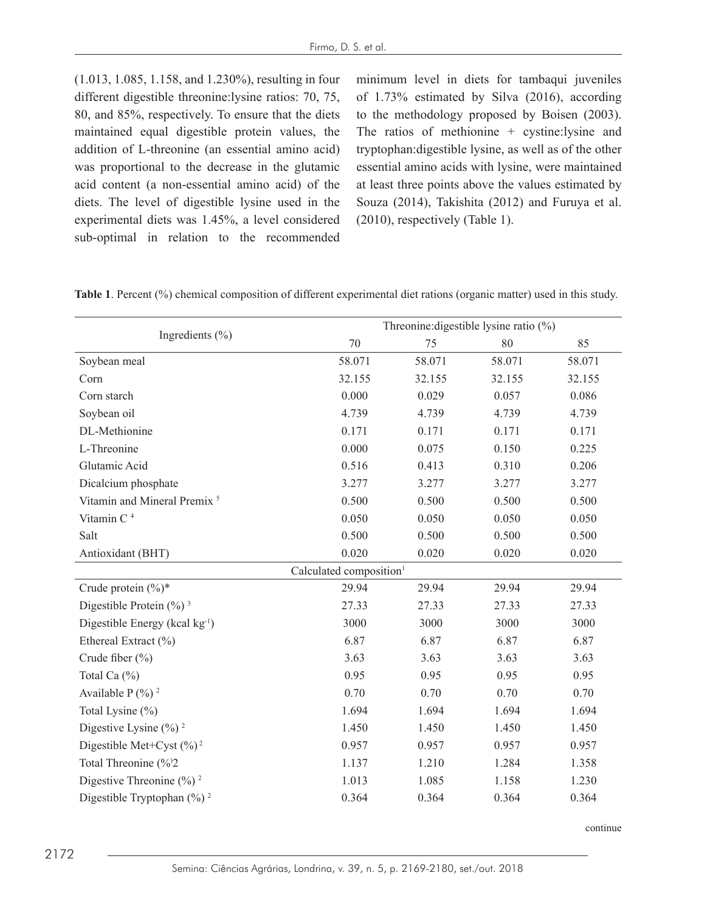(1.013, 1.085, 1.158, and 1.230%), resulting in four different digestible threonine:lysine ratios: 70, 75, 80, and 85%, respectively. To ensure that the diets maintained equal digestible protein values, the addition of L-threonine (an essential amino acid) was proportional to the decrease in the glutamic acid content (a non-essential amino acid) of the diets. The level of digestible lysine used in the experimental diets was 1.45%, a level considered sub-optimal in relation to the recommended minimum level in diets for tambaqui juveniles of 1.73% estimated by Silva (2016), according to the methodology proposed by Boisen (2003). The ratios of methionine + cystine:lysine and tryptophan:digestible lysine, as well as of the other essential amino acids with lysine, were maintained at least three points above the values estimated by Souza (2014), Takishita (2012) and Furuya et al. (2010), respectively (Table 1).

**Table 1**. Percent (%) chemical composition of different experimental diet rations (organic matter) used in this study.

| Ingredients (%) | Threonine:digestible lysine ratio (%) | | | |
|---|---|---|---|---|
| | 70 | 75 | 80 | 85 |
| Soybean meal | 58.071 | 58.071 | 58.071 | 58.071 |
| Corn | 32.155 | 32.155 | 32.155 | 32.155 |
| Corn starch | 0.000 | 0.029 | 0.057 | 0.086 |
| Soybean oil | 4.739 | 4.739 | 4.739 | 4.739 |
| DL-Methionine | 0.171 | 0.171 | 0.171 | 0.171 |
| L-Threonine | 0.000 | 0.075 | 0.150 | 0.225 |
| Glutamic Acid | 0.516 | 0.413 | 0.310 | 0.206 |
| Dicalcium phosphate | 3.277 | 3.277 | 3.277 | 3.277 |
| Vitamin and Mineral Premix [5] | 0.500 | 0.500 | 0.500 | 0.500 |
| Vitamin C [4] | 0.050 | 0.050 | 0.050 | 0.050 |
| Salt | 0.500 | 0.500 | 0.500 | 0.500 |
| Antioxidant (BHT) | 0.020 | 0.020 | 0.020 | 0.020 |
| Calculated composition[1] | | | | |
| Crude protein (%)* | 29.94 | 29.94 | 29.94 | 29.94 |
| Digestible Protein (%) [3] | 27.33 | 27.33 | 27.33 | 27.33 |
| Digestible Energy (kcal $kg^{-1}$) | 3000 | 3000 | 3000 | 3000 |
| Ethereal Extract (%) | 6.87 | 6.87 | 6.87 | 6.87 |
| Crude fiber (%) | 3.63 | 3.63 | 3.63 | 3.63 |
| Total Ca (%) | 0.95 | 0.95 | 0.95 | 0.95 |
| Available P (%) [2] | 0.70 | 0.70 | 0.70 | 0.70 |
| Total Lysine (%) | 1.694 | 1.694 | 1.694 | 1.694 |
| Digestive Lysine (%) [2] | 1.450 | 1.450 | 1.450 | 1.450 |
| Digestible Met+Cyst (%) [2] | 0.957 | 0.957 | 0.957 | 0.957 |
| Total Threonine (%)[2] | 1.137 | 1.210 | 1.284 | 1.358 |
| Digestive Threonine (%) [2] | 1.013 | 1.085 | 1.158 | 1.230 |
| Digestible Tryptophan (%) [2] | 0.364 | 0.364 | 0.364 | 0.364 |

continue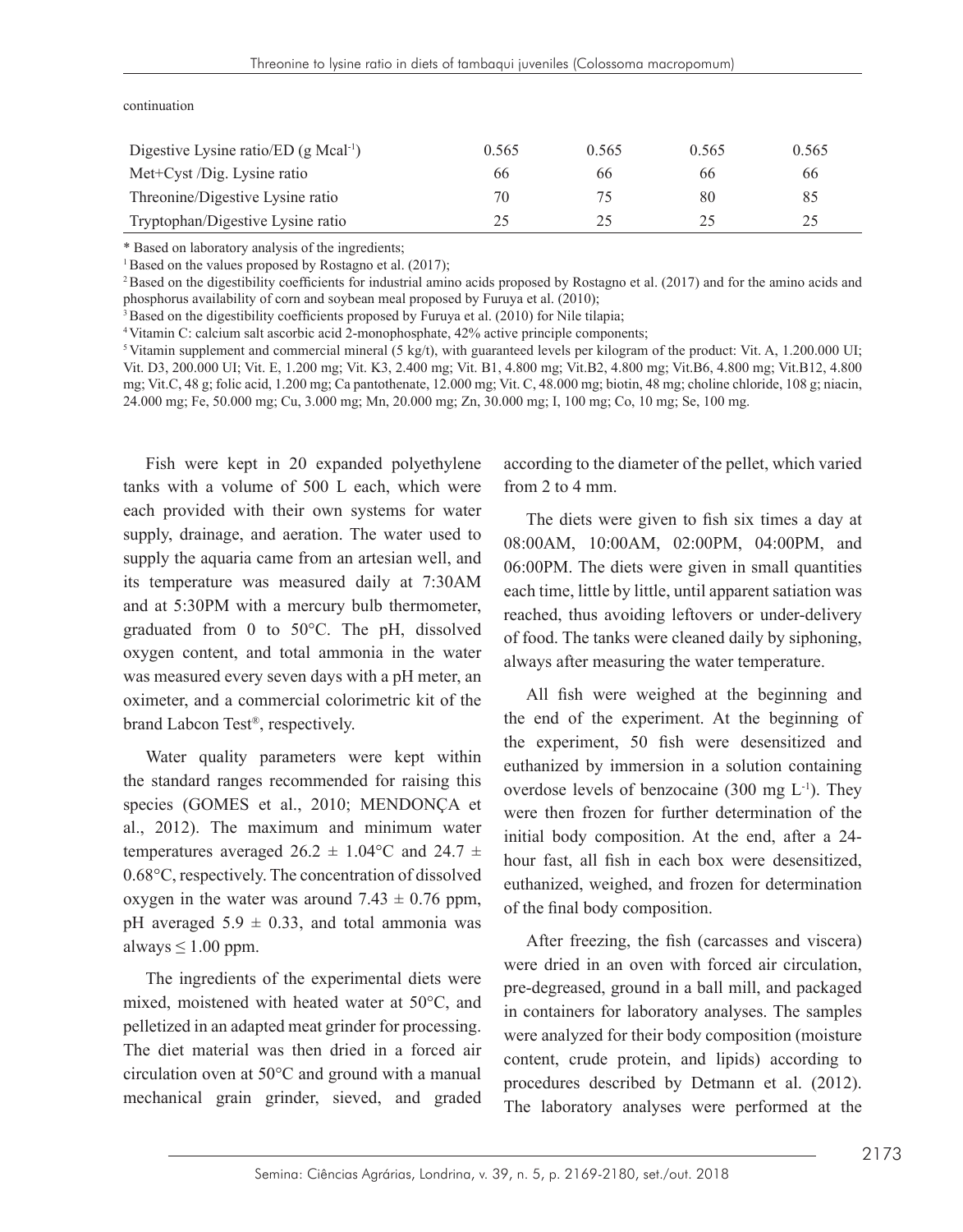continuation

| | | | | |
|---|---|---|---|---|
| Digestive Lysine ratio/ED (g $Mcal^{-1}$) | 0.565 | 0.565 | 0.565 | 0.565 |
| Met+Cyst /Dig. Lysine ratio | 66 | 66 | 66 | 66 |
| Threonine/Digestive Lysine ratio | 70 | 75 | 80 | 85 |
| Tryptophan/Digestive Lysine ratio | 25 | 25 | 25 | 25 |

* Based on laboratory analysis of the ingredients;

[1] Based on the values proposed by Rostagno et al. (2017);

[2] Based on the digestibility coefficients for industrial amino acids proposed by Rostagno et al. (2017) and for the amino acids and phosphorus availability of corn and soybean meal proposed by Furuya et al. (2010);

[3] Based on the digestibility coefficients proposed by Furuya et al. (2010) for Nile tilapia;

[4] Vitamin C: calcium salt ascorbic acid 2-monophosphate, 42% active principle components;

[5] Vitamin supplement and commercial mineral (5 kg/t), with guaranteed levels per kilogram of the product: Vit. A, 1.200.000 UI; Vit. D3, 200.000 UI; Vit. E, 1.200 mg; Vit. K3, 2.400 mg; Vit. B1, 4.800 mg; Vit.B2, 4.800 mg; Vit.B6, 4.800 mg; Vit.B12, 4.800 mg; Vit.C, 48 g; folic acid, 1.200 mg; Ca pantothenate, 12.000 mg; Vit. C, 48.000 mg; biotin, 48 mg; choline chloride, 108 g; niacin, 24.000 mg; Fe, 50.000 mg; Cu, 3.000 mg; Mn, 20.000 mg; Zn, 30.000 mg; I, 100 mg; Co, 10 mg; Se, 100 mg.

Fish were kept in 20 expanded polyethylene tanks with a volume of 500 L each, which were each provided with their own systems for water supply, drainage, and aeration. The water used to supply the aquaria came from an artesian well, and its temperature was measured daily at 7:30AM and at 5:30PM with a mercury bulb thermometer, graduated from 0 to 50°C. The pH, dissolved oxygen content, and total ammonia in the water was measured every seven days with a pH meter, an oximeter, and a commercial colorimetric kit of the brand Labcon Test®, respectively.

Water quality parameters were kept within the standard ranges recommended for raising this species (GOMES et al., 2010; MENDONÇA et al., 2012). The maximum and minimum water temperatures averaged 26.2 ± 1.04°C and 24.7 ± 0.68°C, respectively. The concentration of dissolved oxygen in the water was around 7.43 ± 0.76 ppm, pH averaged 5.9 ± 0.33, and total ammonia was always ≤ 1.00 ppm.

The ingredients of the experimental diets were mixed, moistened with heated water at 50°C, and pelletized in an adapted meat grinder for processing. The diet material was then dried in a forced air circulation oven at 50°C and ground with a manual mechanical grain grinder, sieved, and graded according to the diameter of the pellet, which varied from 2 to 4 mm.

The diets were given to fish six times a day at 08:00AM, 10:00AM, 02:00PM, 04:00PM, and 06:00PM. The diets were given in small quantities each time, little by little, until apparent satiation was reached, thus avoiding leftovers or under-delivery of food. The tanks were cleaned daily by siphoning, always after measuring the water temperature.

All fish were weighed at the beginning and the end of the experiment. At the beginning of the experiment, 50 fish were desensitized and euthanized by immersion in a solution containing overdose levels of benzocaine (300 mg $L^{-1}$). They were then frozen for further determination of the initial body composition. At the end, after a 24-hour fast, all fish in each box were desensitized, euthanized, weighed, and frozen for determination of the final body composition.

After freezing, the fish (carcasses and viscera) were dried in an oven with forced air circulation, pre-degreased, ground in a ball mill, and packaged in containers for laboratory analyses. The samples were analyzed for their body composition (moisture content, crude protein, and lipids) according to procedures described by Detmann et al. (2012). The laboratory analyses were performed at the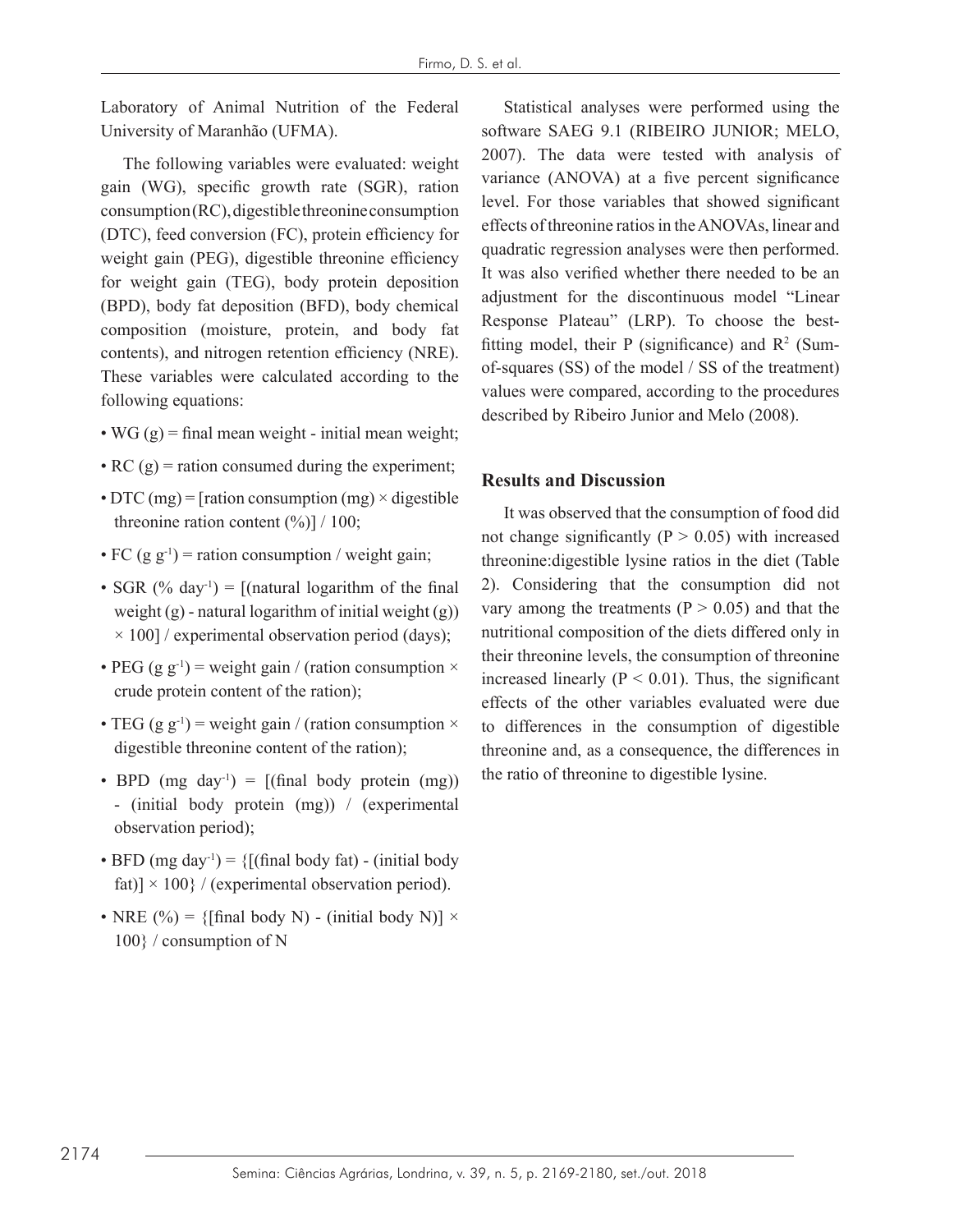Laboratory of Animal Nutrition of the Federal University of Maranhão (UFMA).

The following variables were evaluated: weight gain (WG), specific growth rate (SGR), ration consumption (RC), digestible threonine consumption (DTC), feed conversion (FC), protein efficiency for weight gain (PEG), digestible threonine efficiency for weight gain (TEG), body protein deposition (BPD), body fat deposition (BFD), body chemical composition (moisture, protein, and body fat contents), and nitrogen retention efficiency (NRE). These variables were calculated according to the following equations:

- WG (g) = final mean weight - initial mean weight;
- RC (g) = ration consumed during the experiment;
- DTC (mg) = [ration consumption (mg) × digestible threonine ration content (%)] / 100;
- FC (g $g^{-1}$) = ration consumption / weight gain;
- SGR (% $day^{-1}$) = [(natural logarithm of the final weight (g) - natural logarithm of initial weight (g)) × 100] / experimental observation period (days);
- PEG (g $g^{-1}$) = weight gain / (ration consumption × crude protein content of the ration);
- TEG (g $g^{-1}$) = weight gain / (ration consumption × digestible threonine content of the ration);
- BPD (mg $day^{-1}$) = [(final body protein (mg)) - (initial body protein (mg)) / (experimental observation period);
- BFD (mg $day^{-1}$) = {[(final body fat) - (initial body fat)] × 100} / (experimental observation period).
- NRE (%) = {[final body N) - (initial body N)] × 100} / consumption of N

Statistical analyses were performed using the software SAEG 9.1 (RIBEIRO JUNIOR; MELO, 2007). The data were tested with analysis of variance (ANOVA) at a five percent significance level. For those variables that showed significant effects of threonine ratios in the ANOVAs, linear and quadratic regression analyses were then performed. It was also verified whether there needed to be an adjustment for the discontinuous model "Linear Response Plateau" (LRP). To choose the best-fitting model, their P (significance) and $R^2$ (Sum-of-squares (SS) of the model / SS of the treatment) values were compared, according to the procedures described by Ribeiro Junior and Melo (2008).

## Results and Discussion

It was observed that the consumption of food did not change significantly ($P > 0.05$) with increased threonine:digestible lysine ratios in the diet (Table 2). Considering that the consumption did not vary among the treatments ($P > 0.05$) and that the nutritional composition of the diets differed only in their threonine levels, the consumption of threonine increased linearly ($P < 0.01$). Thus, the significant effects of the other variables evaluated were due to differences in the consumption of digestible threonine and, as a consequence, the differences in the ratio of threonine to digestible lysine.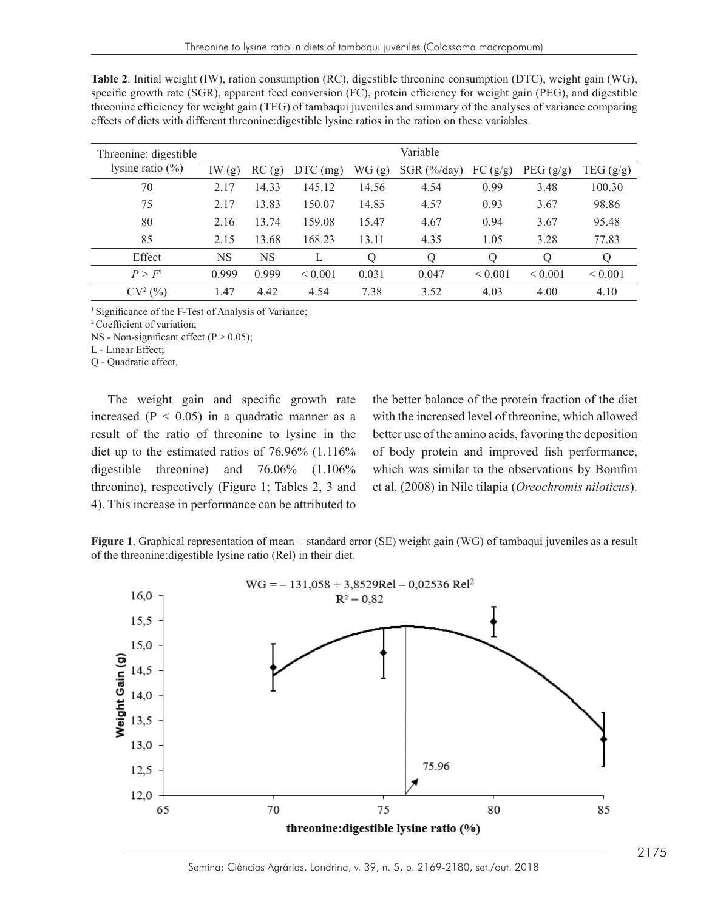**Table 2**. Initial weight (IW), ration consumption (RC), digestible threonine consumption (DTC), weight gain (WG), specific growth rate (SGR), apparent feed conversion (FC), protein efficiency for weight gain (PEG), and digestible threonine efficiency for weight gain (TEG) of tambaqui juveniles and summary of the analyses of variance comparing effects of diets with different threonine:digestible lysine ratios in the ration on these variables.

| Threonine: digestible lysine ratio (%) | Variable | | | | | | | |
|---|---|---|---|---|---|---|---|---|
| | IW (g) | RC (g) | DTC (mg) | WG (g) | SGR (%/day) | FC (g/g) | PEG (g/g) | TEG (g/g) |
| 70 | 2.17 | 14.33 | 145.12 | 14.56 | 4.54 | 0.99 | 3.48 | 100.30 |
| 75 | 2.17 | 13.83 | 150.07 | 14.85 | 4.57 | 0.93 | 3.67 | 98.86 |
| 80 | 2.16 | 13.74 | 159.08 | 15.47 | 4.67 | 0.94 | 3.67 | 95.48 |
| 85 | 2.15 | 13.68 | 168.23 | 13.11 | 4.35 | 1.05 | 3.28 | 77.83 |
| Effect | NS | NS | L | Q | Q | Q | Q | Q |
| $P > F$[1] | 0.999 | 0.999 | < 0.001 | 0.031 | 0.047 | < 0.001 | < 0.001 | < 0.001 |
| CV[2] (%) | 1.47 | 4.42 | 4.54 | 7.38 | 3.52 | 4.03 | 4.00 | 4.10 |

[1] Significance of the F-Test of Analysis of Variance;
[2] Coefficient of variation;
NS - Non-significant effect (P > 0.05);
L - Linear Effect;
Q - Quadratic effect.

The weight gain and specific growth rate increased ($P < 0.05$) in a quadratic manner as a result of the ratio of threonine to lysine in the diet up to the estimated ratios of 76.96% (1.116% digestible threonine) and 76.06% (1.106% threonine), respectively (Figure 1; Tables 2, 3 and 4). This increase in performance can be attributed to the better balance of the protein fraction of the diet with the increased level of threonine, which allowed better use of the amino acids, favoring the deposition of body protein and improved fish performance, which was similar to the observations by Bomfim et al. (2008) in Nile tilapia (*Oreochromis niloticus*).

**Figure 1**. Graphical representation of mean ± standard error (SE) weight gain (WG) of tambaqui juveniles as a result of the threonine:digestible lysine ratio (Rel) in their diet.

$$WG = -131,058 + 3,8529Rel - 0,02536\,Rel^2$$
$$R^2 = 0,82$$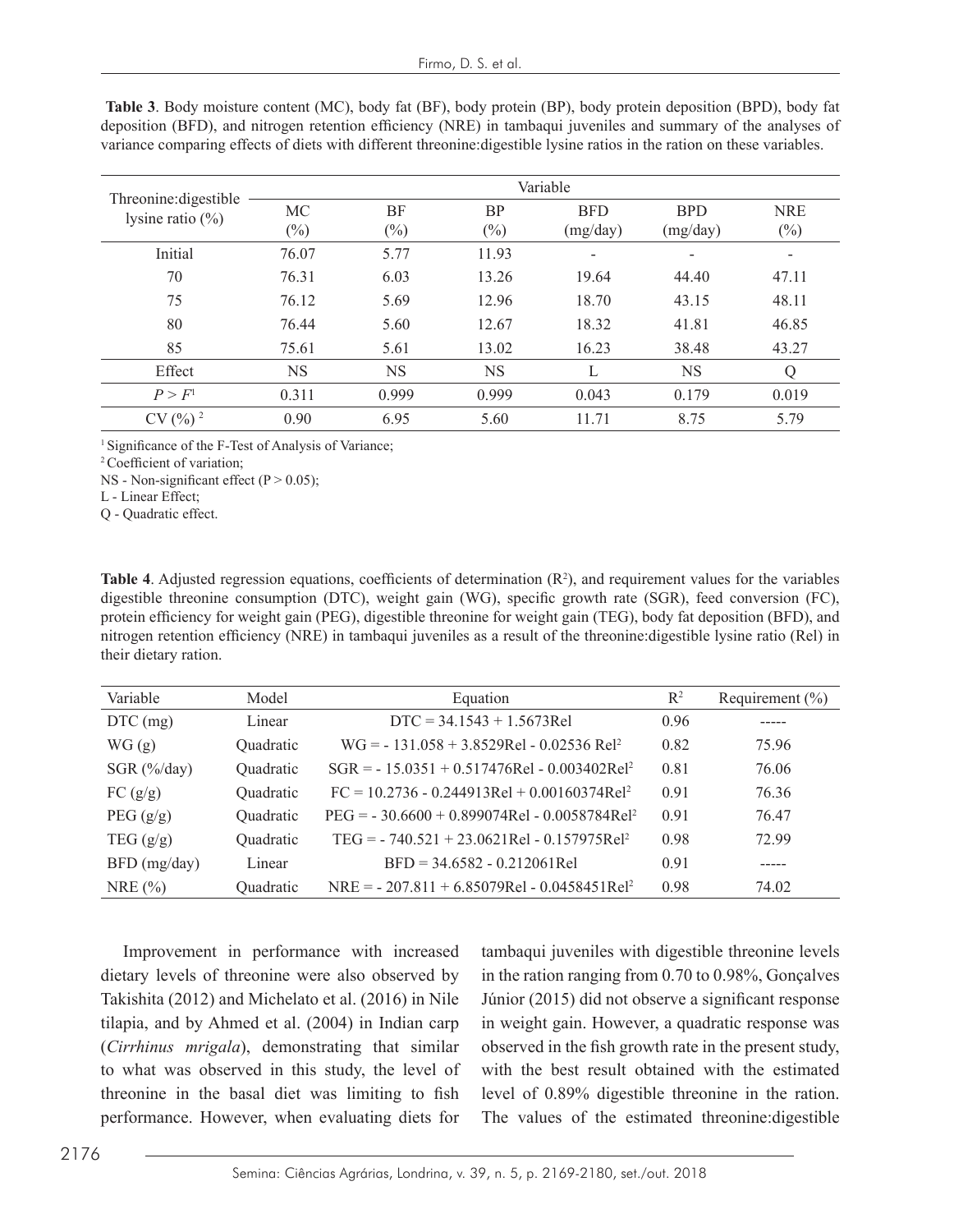**Table 3**. Body moisture content (MC), body fat (BF), body protein (BP), body protein deposition (BPD), body fat deposition (BFD), and nitrogen retention efficiency (NRE) in tambaqui juveniles and summary of the analyses of variance comparing effects of diets with different threonine:digestible lysine ratios in the ration on these variables.

| Threonine:digestible lysine ratio (%) | Variable | | | | | |
|---|---|---|---|---|---|---|
| | MC (%) | BF (%) | BP (%) | BFD (mg/day) | BPD (mg/day) | NRE (%) |
| Initial | 76.07 | 5.77 | 11.93 | - | - | - |
| 70 | 76.31 | 6.03 | 13.26 | 19.64 | 44.40 | 47.11 |
| 75 | 76.12 | 5.69 | 12.96 | 18.70 | 43.15 | 48.11 |
| 80 | 76.44 | 5.60 | 12.67 | 18.32 | 41.81 | 46.85 |
| 85 | 75.61 | 5.61 | 13.02 | 16.23 | 38.48 | 43.27 |
| Effect | NS | NS | NS | L | NS | Q |
| $P > F$[1] | 0.311 | 0.999 | 0.999 | 0.043 | 0.179 | 0.019 |
| CV (%)[2] | 0.90 | 6.95 | 5.60 | 11.71 | 8.75 | 5.79 |

[1] Significance of the F-Test of Analysis of Variance;
[2] Coefficient of variation;
NS - Non-significant effect ($P > 0.05$);
L - Linear Effect;
Q - Quadratic effect.

**Table 4**. Adjusted regression equations, coefficients of determination ($R^2$), and requirement values for the variables digestible threonine consumption (DTC), weight gain (WG), specific growth rate (SGR), feed conversion (FC), protein efficiency for weight gain (PEG), digestible threonine for weight gain (TEG), body fat deposition (BFD), and nitrogen retention efficiency (NRE) in tambaqui juveniles as a result of the threonine:digestible lysine ratio (Rel) in their dietary ration.

| Variable | Model | Equation | $R^2$ | Requirement (%) |
|---|---|---|---|---|
| DTC (mg) | Linear | $DTC = 34.1543 + 1.5673Rel$ | 0.96 | ----- |
| WG (g) | Quadratic | $WG = -131.058 + 3.8529Rel - 0.02536Rel^2$ | 0.82 | 75.96 |
| SGR (%/day) | Quadratic | $SGR = -15.0351 + 0.517476Rel - 0.003402Rel^2$ | 0.81 | 76.06 |
| FC (g/g) | Quadratic | $FC = 10.2736 - 0.244913Rel + 0.00160374Rel^2$ | 0.91 | 76.36 |
| PEG (g/g) | Quadratic | $PEG = -30.6600 + 0.899074Rel - 0.0058784Rel^2$ | 0.91 | 76.47 |
| TEG (g/g) | Quadratic | $TEG = -740.521 + 23.0621Rel - 0.157975Rel^2$ | 0.98 | 72.99 |
| BFD (mg/day) | Linear | $BFD = 34.6582 - 0.212061Rel$ | 0.91 | ----- |
| NRE (%) | Quadratic | $NRE = -207.811 + 6.85079Rel - 0.0458451Rel^2$ | 0.98 | 74.02 |

Improvement in performance with increased dietary levels of threonine were also observed by Takishita (2012) and Michelato et al. (2016) in Nile tilapia, and by Ahmed et al. (2004) in Indian carp (*Cirrhinus mrigala*), demonstrating that similar to what was observed in this study, the level of threonine in the basal diet was limiting to fish performance. However, when evaluating diets for tambaqui juveniles with digestible threonine levels in the ration ranging from 0.70 to 0.98%, Gonçalves Júnior (2015) did not observe a significant response in weight gain. However, a quadratic response was observed in the fish growth rate in the present study, with the best result obtained with the estimated level of 0.89% digestible threonine in the ration. The values of the estimated threonine:digestible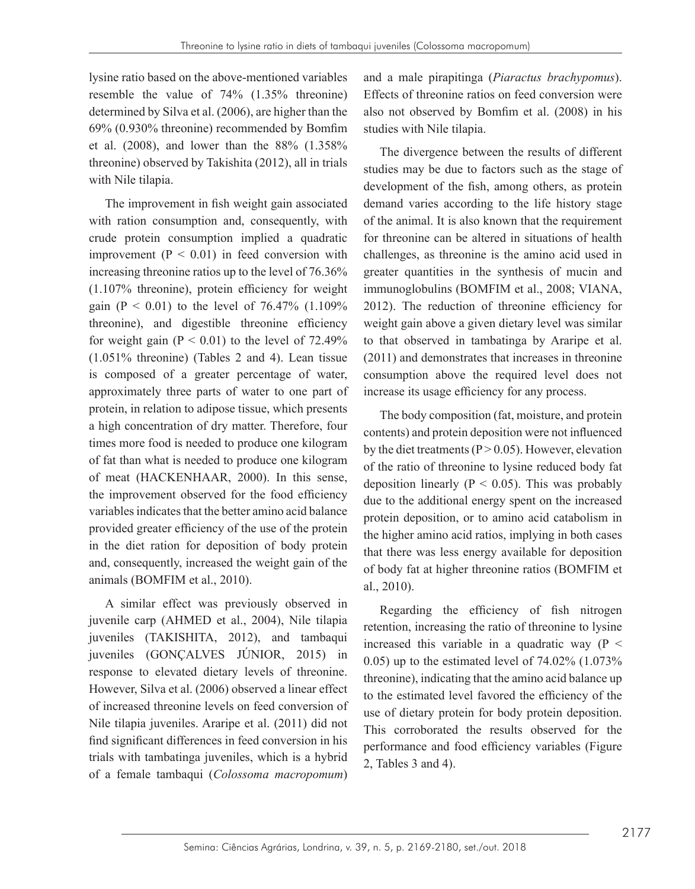lysine ratio based on the above-mentioned variables resemble the value of 74% (1.35% threonine) determined by Silva et al. (2006), are higher than the 69% (0.930% threonine) recommended by Bomfim et al. (2008), and lower than the 88% (1.358% threonine) observed by Takishita (2012), all in trials with Nile tilapia.

The improvement in fish weight gain associated with ration consumption and, consequently, with crude protein consumption implied a quadratic improvement ($P < 0.01$) in feed conversion with increasing threonine ratios up to the level of 76.36% (1.107% threonine), protein efficiency for weight gain ($P < 0.01$) to the level of 76.47% (1.109% threonine), and digestible threonine efficiency for weight gain ($P < 0.01$) to the level of 72.49% (1.051% threonine) (Tables 2 and 4). Lean tissue is composed of a greater percentage of water, approximately three parts of water to one part of protein, in relation to adipose tissue, which presents a high concentration of dry matter. Therefore, four times more food is needed to produce one kilogram of fat than what is needed to produce one kilogram of meat (HACKENHAAR, 2000). In this sense, the improvement observed for the food efficiency variables indicates that the better amino acid balance provided greater efficiency of the use of the protein in the diet ration for deposition of body protein and, consequently, increased the weight gain of the animals (BOMFIM et al., 2010).

A similar effect was previously observed in juvenile carp (AHMED et al., 2004), Nile tilapia juveniles (TAKISHITA, 2012), and tambaqui juveniles (GONÇALVES JÚNIOR, 2015) in response to elevated dietary levels of threonine. However, Silva et al. (2006) observed a linear effect of increased threonine levels on feed conversion of Nile tilapia juveniles. Araripe et al. (2011) did not find significant differences in feed conversion in his trials with tambatinga juveniles, which is a hybrid of a female tambaqui (*Colossoma macropomum*) and a male pirapitinga (*Piaractus brachypomus*). Effects of threonine ratios on feed conversion were also not observed by Bomfim et al. (2008) in his studies with Nile tilapia.

The divergence between the results of different studies may be due to factors such as the stage of development of the fish, among others, as protein demand varies according to the life history stage of the animal. It is also known that the requirement for threonine can be altered in situations of health challenges, as threonine is the amino acid used in greater quantities in the synthesis of mucin and immunoglobulins (BOMFIM et al., 2008; VIANA, 2012). The reduction of threonine efficiency for weight gain above a given dietary level was similar to that observed in tambatinga by Araripe et al. (2011) and demonstrates that increases in threonine consumption above the required level does not increase its usage efficiency for any process.

The body composition (fat, moisture, and protein contents) and protein deposition were not influenced by the diet treatments ($P > 0.05$). However, elevation of the ratio of threonine to lysine reduced body fat deposition linearly ($P < 0.05$). This was probably due to the additional energy spent on the increased protein deposition, or to amino acid catabolism in the higher amino acid ratios, implying in both cases that there was less energy available for deposition of body fat at higher threonine ratios (BOMFIM et al., 2010).

Regarding the efficiency of fish nitrogen retention, increasing the ratio of threonine to lysine increased this variable in a quadratic way ($P < 0.05$) up to the estimated level of 74.02% (1.073% threonine), indicating that the amino acid balance up to the estimated level favored the efficiency of the use of dietary protein for body protein deposition. This corroborated the results observed for the performance and food efficiency variables (Figure 2, Tables 3 and 4).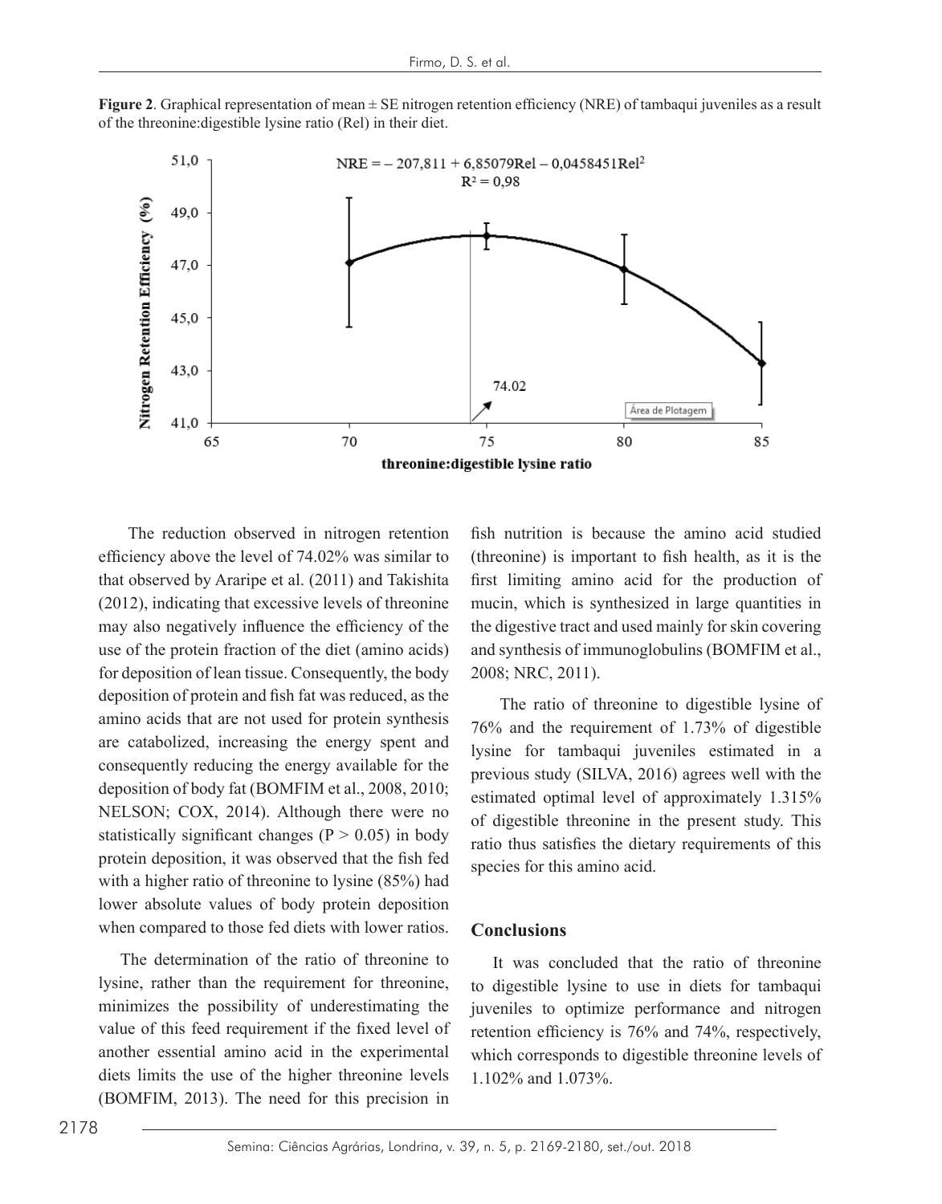**Figure 2**. Graphical representation of mean ± SE nitrogen retention efficiency (NRE) of tambaqui juveniles as a result of the threonine:digestible lysine ratio (Rel) in their diet.

The reduction observed in nitrogen retention efficiency above the level of 74.02% was similar to that observed by Araripe et al. (2011) and Takishita (2012), indicating that excessive levels of threonine may also negatively influence the efficiency of the use of the protein fraction of the diet (amino acids) for deposition of lean tissue. Consequently, the body deposition of protein and fish fat was reduced, as the amino acids that are not used for protein synthesis are catabolized, increasing the energy spent and consequently reducing the energy available for the deposition of body fat (BOMFIM et al., 2008, 2010; NELSON; COX, 2014). Although there were no statistically significant changes ($P > 0.05$) in body protein deposition, it was observed that the fish fed with a higher ratio of threonine to lysine (85%) had lower absolute values of body protein deposition when compared to those fed diets with lower ratios.

The determination of the ratio of threonine to lysine, rather than the requirement for threonine, minimizes the possibility of underestimating the value of this feed requirement if the fixed level of another essential amino acid in the experimental diets limits the use of the higher threonine levels (BOMFIM, 2013). The need for this precision in fish nutrition is because the amino acid studied (threonine) is important to fish health, as it is the first limiting amino acid for the production of mucin, which is synthesized in large quantities in the digestive tract and used mainly for skin covering and synthesis of immunoglobulins (BOMFIM et al., 2008; NRC, 2011).

The ratio of threonine to digestible lysine of 76% and the requirement of 1.73% of digestible lysine for tambaqui juveniles estimated in a previous study (SILVA, 2016) agrees well with the estimated optimal level of approximately 1.315% of digestible threonine in the present study. This ratio thus satisfies the dietary requirements of this species for this amino acid.

## Conclusions

It was concluded that the ratio of threonine to digestible lysine to use in diets for tambaqui juveniles to optimize performance and nitrogen retention efficiency is 76% and 74%, respectively, which corresponds to digestible threonine levels of 1.102% and 1.073%.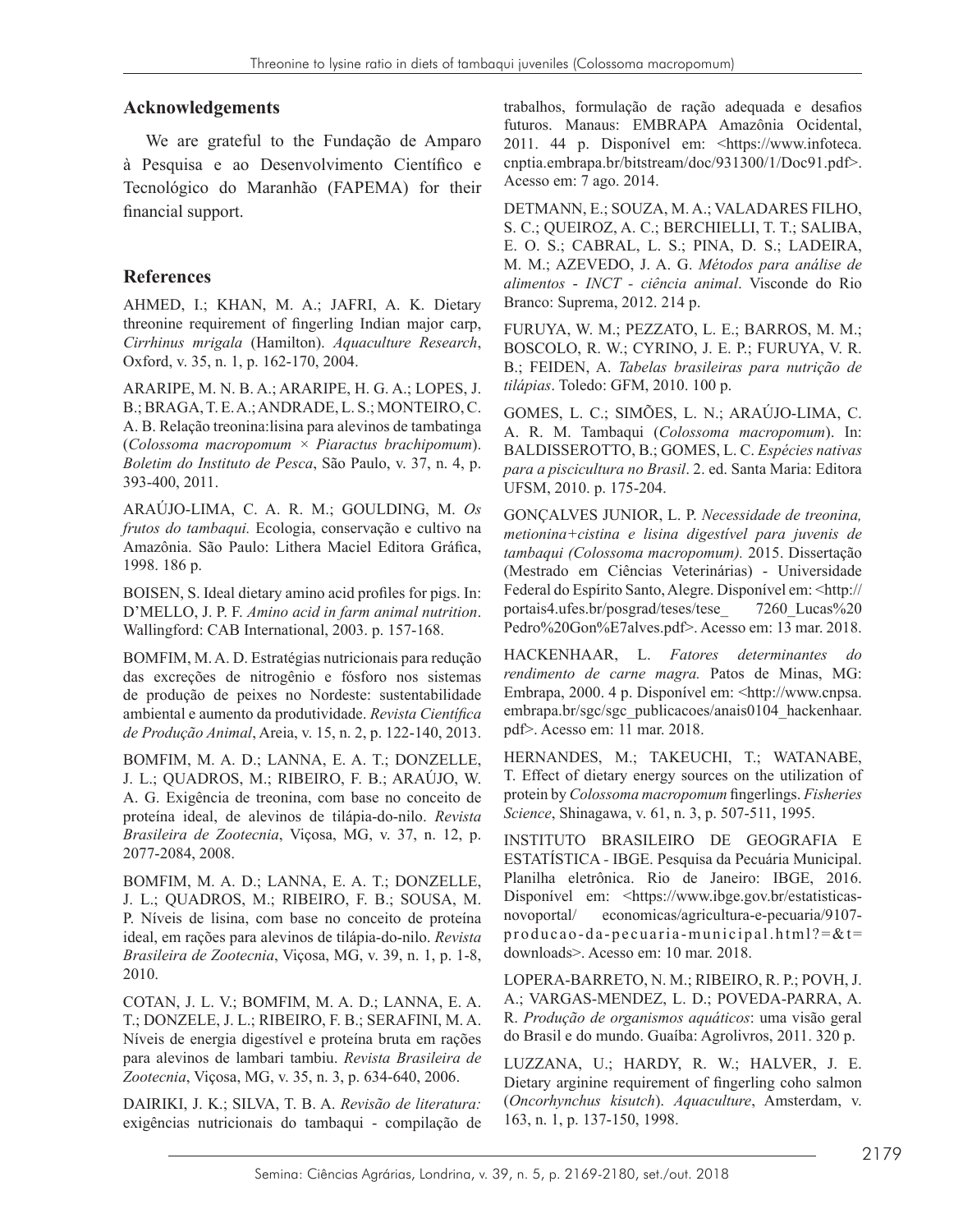## Acknowledgements

We are grateful to the Fundação de Amparo à Pesquisa e ao Desenvolvimento Científico e Tecnológico do Maranhão (FAPEMA) for their financial support.

## References

AHMED, I.; KHAN, M. A.; JAFRI, A. K. Dietary threonine requirement of fingerling Indian major carp, *Cirrhinus mrigala* (Hamilton). *Aquaculture Research*, Oxford, v. 35, n. 1, p. 162-170, 2004.

ARARIPE, M. N. B. A.; ARARIPE, H. G. A.; LOPES, J. B.; BRAGA, T. E. A.; ANDRADE, L. S.; MONTEIRO, C. A. B. Relação treonina:lisina para alevinos de tambatinga (*Colossoma macropomum* × *Piaractus brachipomum*). *Boletim do Instituto de Pesca*, São Paulo, v. 37, n. 4, p. 393-400, 2011.

ARAÚJO-LIMA, C. A. R. M.; GOULDING, M. *Os frutos do tambaqui.* Ecologia, conservação e cultivo na Amazônia. São Paulo: Lithera Maciel Editora Gráfica, 1998. 186 p.

BOISEN, S. Ideal dietary amino acid profiles for pigs. In: D'MELLO, J. P. F. *Amino acid in farm animal nutrition*. Wallingford: CAB International, 2003. p. 157-168.

BOMFIM, M. A. D. Estratégias nutricionais para redução das excreções de nitrogênio e fósforo nos sistemas de produção de peixes no Nordeste: sustentabilidade ambiental e aumento da produtividade. *Revista Científica de Produção Animal*, Areia, v. 15, n. 2, p. 122-140, 2013.

BOMFIM, M. A. D.; LANNA, E. A. T.; DONZELLE, J. L.; QUADROS, M.; RIBEIRO, F. B.; ARAÚJO, W. A. G. Exigência de treonina, com base no conceito de proteína ideal, de alevinos de tilápia-do-nilo. *Revista Brasileira de Zootecnia*, Viçosa, MG, v. 37, n. 12, p. 2077-2084, 2008.

BOMFIM, M. A. D.; LANNA, E. A. T.; DONZELLE, J. L.; QUADROS, M.; RIBEIRO, F. B.; SOUSA, M. P. Níveis de lisina, com base no conceito de proteína ideal, em rações para alevinos de tilápia-do-nilo. *Revista Brasileira de Zootecnia*, Viçosa, MG, v. 39, n. 1, p. 1-8, 2010.

COTAN, J. L. V.; BOMFIM, M. A. D.; LANNA, E. A. T.; DONZELE, J. L.; RIBEIRO, F. B.; SERAFINI, M. A. Níveis de energia digestível e proteína bruta em rações para alevinos de lambari tambiu. *Revista Brasileira de Zootecnia*, Viçosa, MG, v. 35, n. 3, p. 634-640, 2006.

DAIRIKI, J. K.; SILVA, T. B. A. *Revisão de literatura:* exigências nutricionais do tambaqui - compilação de trabalhos, formulação de ração adequada e desafios futuros. Manaus: EMBRAPA Amazônia Ocidental, 2011. 44 p. Disponível em: <https://www.infoteca.cnptia.embrapa.br/bitstream/doc/931300/1/Doc91.pdf>. Acesso em: 7 ago. 2014.

DETMANN, E.; SOUZA, M. A.; VALADARES FILHO, S. C.; QUEIROZ, A. C.; BERCHIELLI, T. T.; SALIBA, E. O. S.; CABRAL, L. S.; PINA, D. S.; LADEIRA, M. M.; AZEVEDO, J. A. G. *Métodos para análise de alimentos - INCT - ciência animal*. Visconde do Rio Branco: Suprema, 2012. 214 p.

FURUYA, W. M.; PEZZATO, L. E.; BARROS, M. M.; BOSCOLO, R. W.; CYRINO, J. E. P.; FURUYA, V. R. B.; FEIDEN, A. *Tabelas brasileiras para nutrição de tilápias*. Toledo: GFM, 2010. 100 p.

GOMES, L. C.; SIMÕES, L. N.; ARAÚJO-LIMA, C. A. R. M. Tambaqui (*Colossoma macropomum*). In: BALDISSEROTTO, B.; GOMES, L. C. *Espécies nativas para a piscicultura no Brasil*. 2. ed. Santa Maria: Editora UFSM, 2010. p. 175-204.

GONÇALVES JUNIOR, L. P. *Necessidade de treonina, metionina+cistina e lisina digestível para juvenis de tambaqui (Colossoma macropomum).* 2015. Dissertação (Mestrado em Ciências Veterinárias) - Universidade Federal do Espírito Santo, Alegre. Disponível em: <http://portais4.ufes.br/posgrad/teses/tese_ 7260_Lucas%20Pedro%20Gon%E7alves.pdf>. Acesso em: 13 mar. 2018.

HACKENHAAR, L. *Fatores determinantes do rendimento de carne magra.* Patos de Minas, MG: Embrapa, 2000. 4 p. Disponível em: <http://www.cnpsa.embrapa.br/sgc/sgc_publicacoes/anais0104_hackenhaar.pdf>. Acesso em: 11 mar. 2018.

HERNANDES, M.; TAKEUCHI, T.; WATANABE, T. Effect of dietary energy sources on the utilization of protein by *Colossoma macropomum* fingerlings. *Fisheries Science*, Shinagawa, v. 61, n. 3, p. 507-511, 1995.

INSTITUTO BRASILEIRO DE GEOGRAFIA E ESTATÍSTICA - IBGE. Pesquisa da Pecuária Municipal. Planilha eletrônica. Rio de Janeiro: IBGE, 2016. Disponível em: <https://www.ibge.gov.br/estatisticas-novoportal/ economicas/agricultura-e-pecuaria/9107-producao-da-pecuaria-municipal.html?=&t=downloads>. Acesso em: 10 mar. 2018.

LOPERA-BARRETO, N. M.; RIBEIRO, R. P.; POVH, J. A.; VARGAS-MENDEZ, L. D.; POVEDA-PARRA, A. R. *Produção de organismos aquáticos*: uma visão geral do Brasil e do mundo. Guaíba: Agrolivros, 2011. 320 p.

LUZZANA, U.; HARDY, R. W.; HALVER, J. E. Dietary arginine requirement of fingerling coho salmon (*Oncorhynchus kisutch*). *Aquaculture*, Amsterdam, v. 163, n. 1, p. 137-150, 1998.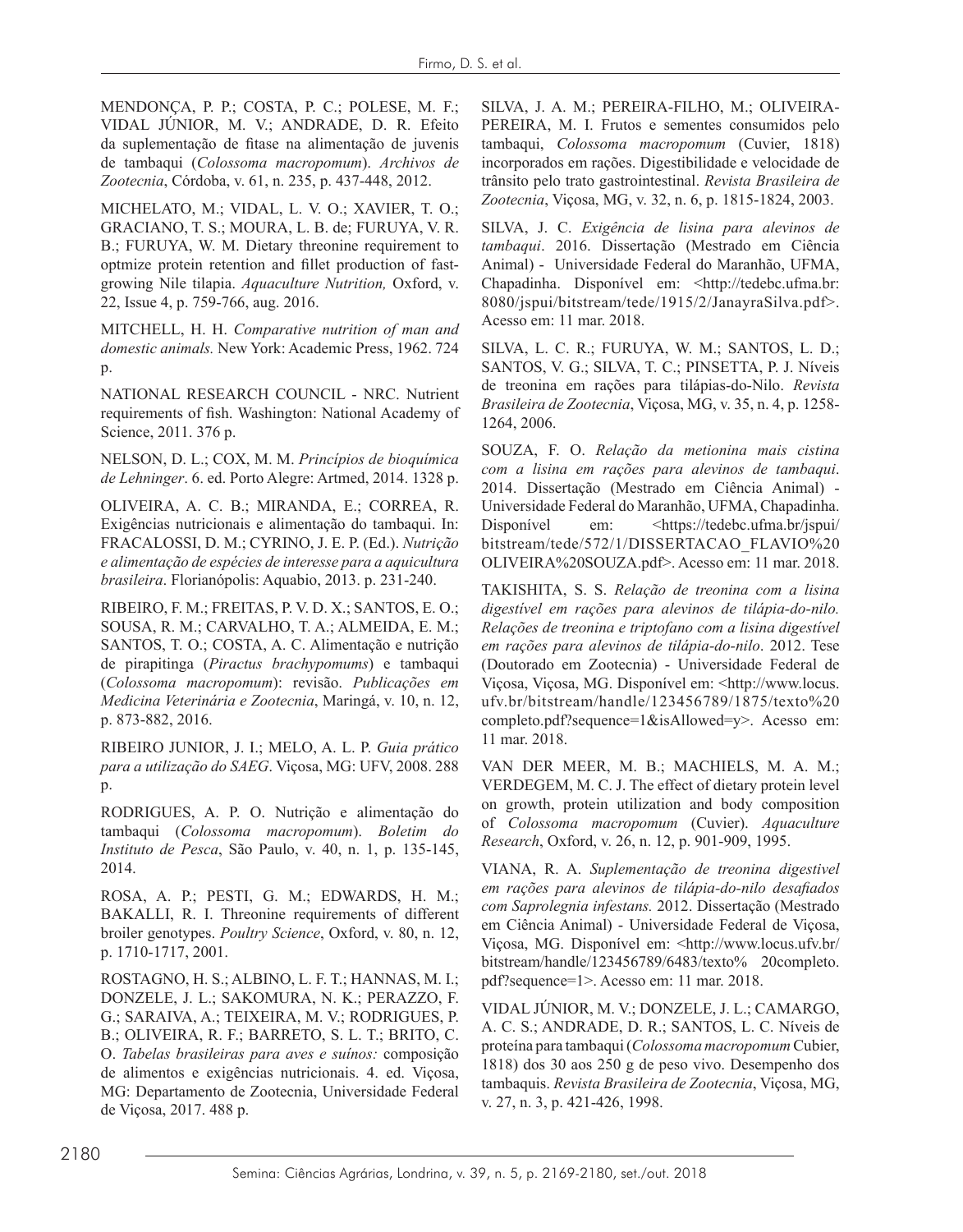MENDONÇA, P. P.; COSTA, P. C.; POLESE, M. F.; VIDAL JÚNIOR, M. V.; ANDRADE, D. R. Efeito da suplementação de fitase na alimentação de juvenis de tambaqui (*Colossoma macropomum*). *Archivos de Zootecnia*, Córdoba, v. 61, n. 235, p. 437-448, 2012.

MICHELATO, M.; VIDAL, L. V. O.; XAVIER, T. O.; GRACIANO, T. S.; MOURA, L. B. de; FURUYA, V. R. B.; FURUYA, W. M. Dietary threonine requirement to optmize protein retention and fillet production of fast-growing Nile tilapia. *Aquaculture Nutrition,* Oxford, v. 22, Issue 4, p. 759-766, aug. 2016.

MITCHELL, H. H. *Comparative nutrition of man and domestic animals.* New York: Academic Press, 1962. 724 p.

NATIONAL RESEARCH COUNCIL - NRC. Nutrient requirements of fish. Washington: National Academy of Science, 2011. 376 p.

NELSON, D. L.; COX, M. M. *Princípios de bioquímica de Lehninger*. 6. ed. Porto Alegre: Artmed, 2014. 1328 p.

OLIVEIRA, A. C. B.; MIRANDA, E.; CORREA, R. Exigências nutricionais e alimentação do tambaqui. In: FRACALOSSI, D. M.; CYRINO, J. E. P. (Ed.). *Nutrição e alimentação de espécies de interesse para a aquicultura brasileira*. Florianópolis: Aquabio, 2013. p. 231-240.

RIBEIRO, F. M.; FREITAS, P. V. D. X.; SANTOS, E. O.; SOUSA, R. M.; CARVALHO, T. A.; ALMEIDA, E. M.; SANTOS, T. O.; COSTA, A. C. Alimentação e nutrição de pirapitinga (*Piractus brachypomums*) e tambaqui (*Colossoma macropomum*): revisão. *Publicações em Medicina Veterinária e Zootecnia*, Maringá, v. 10, n. 12, p. 873-882, 2016.

RIBEIRO JUNIOR, J. I.; MELO, A. L. P. *Guia prático para a utilização do SAEG*. Viçosa, MG: UFV, 2008. 288 p.

RODRIGUES, A. P. O. Nutrição e alimentação do tambaqui (*Colossoma macropomum*). *Boletim do Instituto de Pesca*, São Paulo, v. 40, n. 1, p. 135-145, 2014.

ROSA, A. P.; PESTI, G. M.; EDWARDS, H. M.; BAKALLI, R. I. Threonine requirements of different broiler genotypes. *Poultry Science*, Oxford, v. 80, n. 12, p. 1710-1717, 2001.

ROSTAGNO, H. S.; ALBINO, L. F. T.; HANNAS, M. I.; DONZELE, J. L.; SAKOMURA, N. K.; PERAZZO, F. G.; SARAIVA, A.; TEIXEIRA, M. V.; RODRIGUES, P. B.; OLIVEIRA, R. F.; BARRETO, S. L. T.; BRITO, C. O. *Tabelas brasileiras para aves e suínos:* composição de alimentos e exigências nutricionais. 4. ed. Viçosa, MG: Departamento de Zootecnia, Universidade Federal de Viçosa, 2017. 488 p.

SILVA, J. A. M.; PEREIRA-FILHO, M.; OLIVEIRA-PEREIRA, M. I. Frutos e sementes consumidos pelo tambaqui, *Colossoma macropomum* (Cuvier, 1818) incorporados em rações. Digestibilidade e velocidade de trânsito pelo trato gastrointestinal. *Revista Brasileira de Zootecnia*, Viçosa, MG, v. 32, n. 6, p. 1815-1824, 2003.

SILVA, J. C. *Exigência de lisina para alevinos de tambaqui*. 2016. Dissertação (Mestrado em Ciência Animal) - Universidade Federal do Maranhão, UFMA, Chapadinha. Disponível em: <http://tedebc.ufma.br:8080/jspui/bitstream/tede/1915/2/JanayraSilva.pdf>. Acesso em: 11 mar. 2018.

SILVA, L. C. R.; FURUYA, W. M.; SANTOS, L. D.; SANTOS, V. G.; SILVA, T. C.; PINSETTA, P. J. Níveis de treonina em rações para tilápias-do-Nilo. *Revista Brasileira de Zootecnia*, Viçosa, MG, v. 35, n. 4, p. 1258-1264, 2006.

SOUZA, F. O. *Relação da metionina mais cistina com a lisina em rações para alevinos de tambaqui*. 2014. Dissertação (Mestrado em Ciência Animal) - Universidade Federal do Maranhão, UFMA, Chapadinha. Disponível em: <https://tedebc.ufma.br/jspui/bitstream/tede/572/1/DISSERTACAO_FLAVIO%20OLIVEIRA%20SOUZA.pdf>. Acesso em: 11 mar. 2018.

TAKISHITA, S. S. *Relação de treonina com a lisina digestível em rações para alevinos de tilápia-do-nilo. Relações de treonina e triptofano com a lisina digestível em rações para alevinos de tilápia-do-nilo*. 2012. Tese (Doutorado em Zootecnia) - Universidade Federal de Viçosa, Viçosa, MG. Disponível em: <http://www.locus.ufv.br/bitstream/handle/123456789/1875/texto%20completo.pdf?sequence=1&isAllowed=y>. Acesso em: 11 mar. 2018.

VAN DER MEER, M. B.; MACHIELS, M. A. M.; VERDEGEM, M. C. J. The effect of dietary protein level on growth, protein utilization and body composition of *Colossoma macropomum* (Cuvier). *Aquaculture Research*, Oxford, v. 26, n. 12, p. 901-909, 1995.

VIANA, R. A. *Suplementação de treonina digestivel em rações para alevinos de tilápia-do-nilo desafiados com Saprolegnia infestans.* 2012. Dissertação (Mestrado em Ciência Animal) - Universidade Federal de Viçosa, Viçosa, MG. Disponível em: <http://www.locus.ufv.br/bitstream/handle/123456789/6483/texto% 20completo.pdf?sequence=1>. Acesso em: 11 mar. 2018.

VIDAL JÚNIOR, M. V.; DONZELE, J. L.; CAMARGO, A. C. S.; ANDRADE, D. R.; SANTOS, L. C. Níveis de proteína para tambaqui (*Colossoma macropomum* Cubier, 1818) dos 30 aos 250 g de peso vivo. Desempenho dos tambaquis. *Revista Brasileira de Zootecnia*, Viçosa, MG, v. 27, n. 3, p. 421-426, 1998.